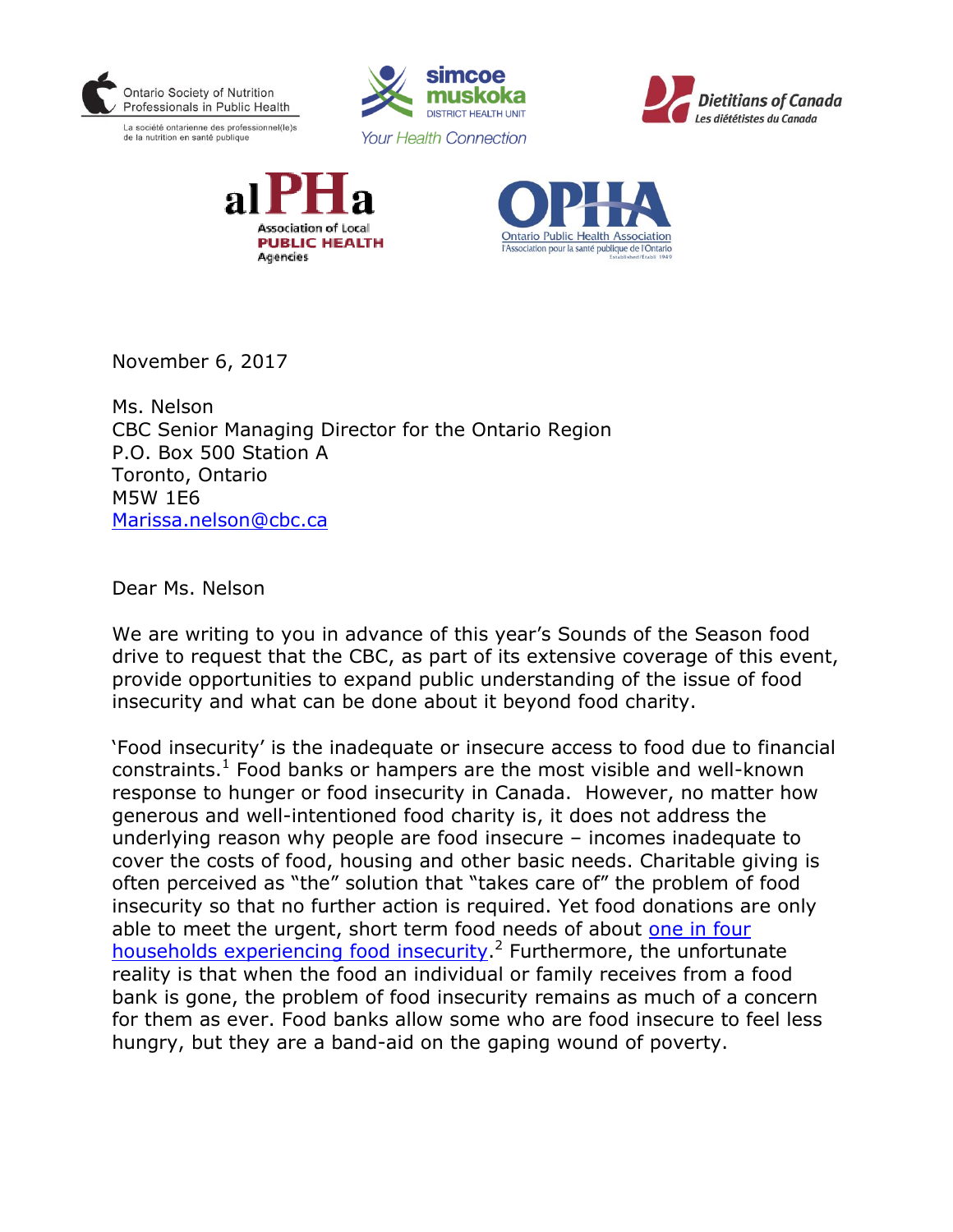Ontario Society of Nutrition Professionals in Public Health
La société ontarienne des professionnel(le)s de la nutrition en santé publique

simcoe muskoka DISTRICT HEALTH UNIT
Your Health Connection

Dietitians of Canada
Les diététistes du Canada

alPHa
Association of Local PUBLIC HEALTH Agencies

OPHA
Ontario Public Health Association
l'Association pour la santé publique de l'Ontario
Established/Établi 1949

November 6, 2017

Ms. Nelson
CBC Senior Managing Director for the Ontario Region
P.O. Box 500 Station A
Toronto, Ontario
M5W 1E6
[Marissa.nelson@cbc.ca](mailto:Marissa.nelson@cbc.ca)

Dear Ms. Nelson

We are writing to you in advance of this year's Sounds of the Season food drive to request that the CBC, as part of its extensive coverage of this event, provide opportunities to expand public understanding of the issue of food insecurity and what can be done about it beyond food charity.

'Food insecurity' is the inadequate or insecure access to food due to financial constraints.[1] Food banks or hampers are the most visible and well-known response to hunger or food insecurity in Canada. However, no matter how generous and well-intentioned food charity is, it does not address the underlying reason why people are food insecure – incomes inadequate to cover the costs of food, housing and other basic needs. Charitable giving is often perceived as "the" solution that "takes care of" the problem of food insecurity so that no further action is required. Yet food donations are only able to meet the urgent, short term food needs of about one in four households experiencing food insecurity.[2] Furthermore, the unfortunate reality is that when the food an individual or family receives from a food bank is gone, the problem of food insecurity remains as much of a concern for them as ever. Food banks allow some who are food insecure to feel less hungry, but they are a band-aid on the gaping wound of poverty.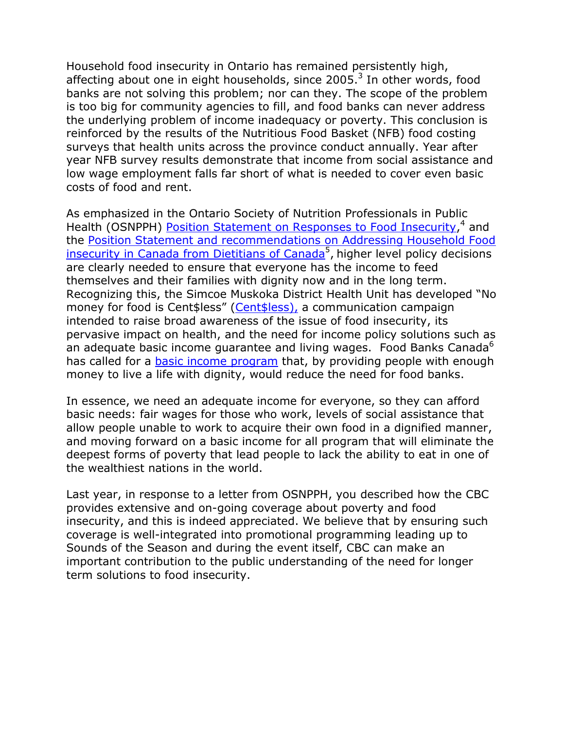Household food insecurity in Ontario has remained persistently high, affecting about one in eight households, since 2005.[3] In other words, food banks are not solving this problem; nor can they. The scope of the problem is too big for community agencies to fill, and food banks can never address the underlying problem of income inadequacy or poverty. This conclusion is reinforced by the results of the Nutritious Food Basket (NFB) food costing surveys that health units across the province conduct annually. Year after year NFB survey results demonstrate that income from social assistance and low wage employment falls far short of what is needed to cover even basic costs of food and rent.

As emphasized in the Ontario Society of Nutrition Professionals in Public Health (OSNPPH) Position Statement on Responses to Food Insecurity,[4] and the Position Statement and recommendations on Addressing Household Food insecurity in Canada from Dietitians of Canada[5], higher level policy decisions are clearly needed to ensure that everyone has the income to feed themselves and their families with dignity now and in the long term. Recognizing this, the Simcoe Muskoka District Health Unit has developed "No money for food is Cent$less" (Cent$less), a communication campaign intended to raise broad awareness of the issue of food insecurity, its pervasive impact on health, and the need for income policy solutions such as an adequate basic income guarantee and living wages. Food Banks Canada[6] has called for a basic income program that, by providing people with enough money to live a life with dignity, would reduce the need for food banks.

In essence, we need an adequate income for everyone, so they can afford basic needs: fair wages for those who work, levels of social assistance that allow people unable to work to acquire their own food in a dignified manner, and moving forward on a basic income for all program that will eliminate the deepest forms of poverty that lead people to lack the ability to eat in one of the wealthiest nations in the world.

Last year, in response to a letter from OSNPPH, you described how the CBC provides extensive and on-going coverage about poverty and food insecurity, and this is indeed appreciated. We believe that by ensuring such coverage is well-integrated into promotional programming leading up to Sounds of the Season and during the event itself, CBC can make an important contribution to the public understanding of the need for longer term solutions to food insecurity.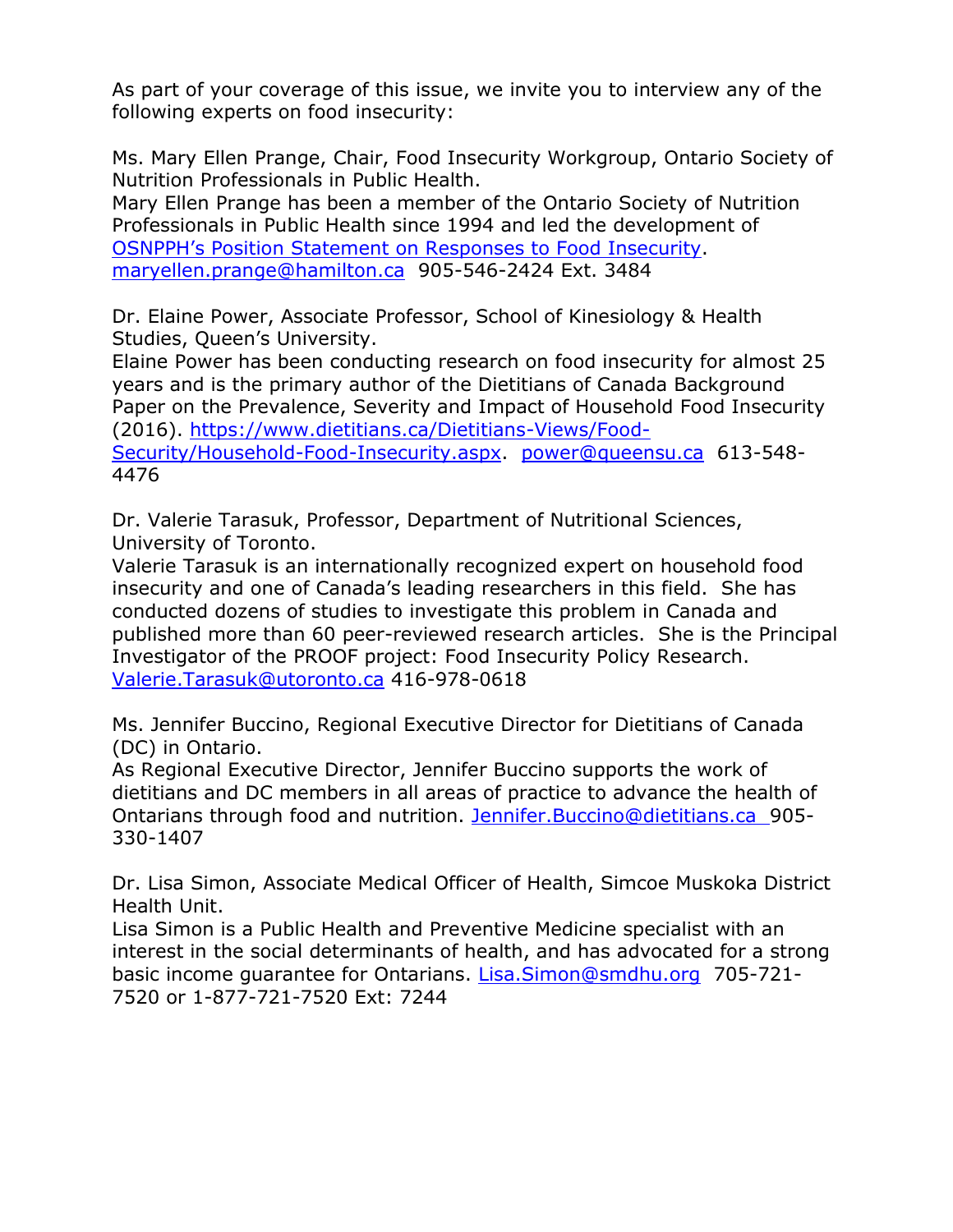As part of your coverage of this issue, we invite you to interview any of the following experts on food insecurity:

Ms. Mary Ellen Prange, Chair, Food Insecurity Workgroup, Ontario Society of Nutrition Professionals in Public Health.
Mary Ellen Prange has been a member of the Ontario Society of Nutrition Professionals in Public Health since 1994 and led the development of OSNPPH's Position Statement on Responses to Food Insecurity.
maryellen.prange@hamilton.ca 905-546-2424 Ext. 3484

Dr. Elaine Power, Associate Professor, School of Kinesiology & Health Studies, Queen's University.
Elaine Power has been conducting research on food insecurity for almost 25 years and is the primary author of the Dietitians of Canada Background Paper on the Prevalence, Severity and Impact of Household Food Insecurity (2016). https://www.dietitians.ca/Dietitians-Views/Food-Security/Household-Food-Insecurity.aspx. power@queensu.ca 613-548-4476

Dr. Valerie Tarasuk, Professor, Department of Nutritional Sciences, University of Toronto.
Valerie Tarasuk is an internationally recognized expert on household food insecurity and one of Canada's leading researchers in this field. She has conducted dozens of studies to investigate this problem in Canada and published more than 60 peer-reviewed research articles. She is the Principal Investigator of the PROOF project: Food Insecurity Policy Research.
Valerie.Tarasuk@utoronto.ca 416-978-0618

Ms. Jennifer Buccino, Regional Executive Director for Dietitians of Canada (DC) in Ontario.
As Regional Executive Director, Jennifer Buccino supports the work of dietitians and DC members in all areas of practice to advance the health of Ontarians through food and nutrition. Jennifer.Buccino@dietitians.ca 905-330-1407

Dr. Lisa Simon, Associate Medical Officer of Health, Simcoe Muskoka District Health Unit.
Lisa Simon is a Public Health and Preventive Medicine specialist with an interest in the social determinants of health, and has advocated for a strong basic income guarantee for Ontarians. Lisa.Simon@smdhu.org 705-721-7520 or 1-877-721-7520 Ext: 7244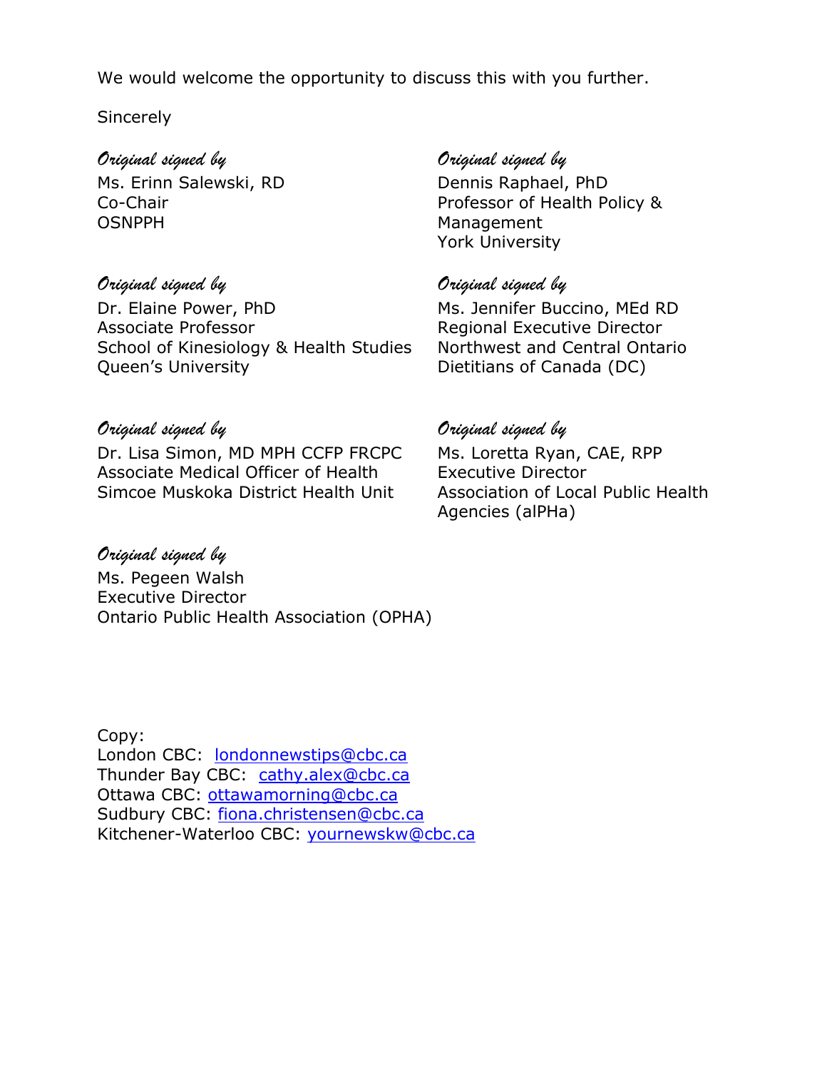We would welcome the opportunity to discuss this with you further.

Sincerely

*Original signed by*
Ms. Erinn Salewski, RD
Co-Chair
OSNPPH

*Original signed by*
Dennis Raphael, PhD
Professor of Health Policy & Management
York University

*Original signed by*
Dr. Elaine Power, PhD
Associate Professor
School of Kinesiology & Health Studies
Queen's University

*Original signed by*
Ms. Jennifer Buccino, MEd RD
Regional Executive Director
Northwest and Central Ontario
Dietitians of Canada (DC)

*Original signed by*
Dr. Lisa Simon, MD MPH CCFP FRCPC
Associate Medical Officer of Health
Simcoe Muskoka District Health Unit

*Original signed by*
Ms. Loretta Ryan, CAE, RPP
Executive Director
Association of Local Public Health Agencies (alPHa)

*Original signed by*
Ms. Pegeen Walsh
Executive Director
Ontario Public Health Association (OPHA)

Copy:
London CBC: londonnewstips@cbc.ca
Thunder Bay CBC: cathy.alex@cbc.ca
Ottawa CBC: ottawamorning@cbc.ca
Sudbury CBC: fiona.christensen@cbc.ca
Kitchener-Waterloo CBC: yournewskw@cbc.ca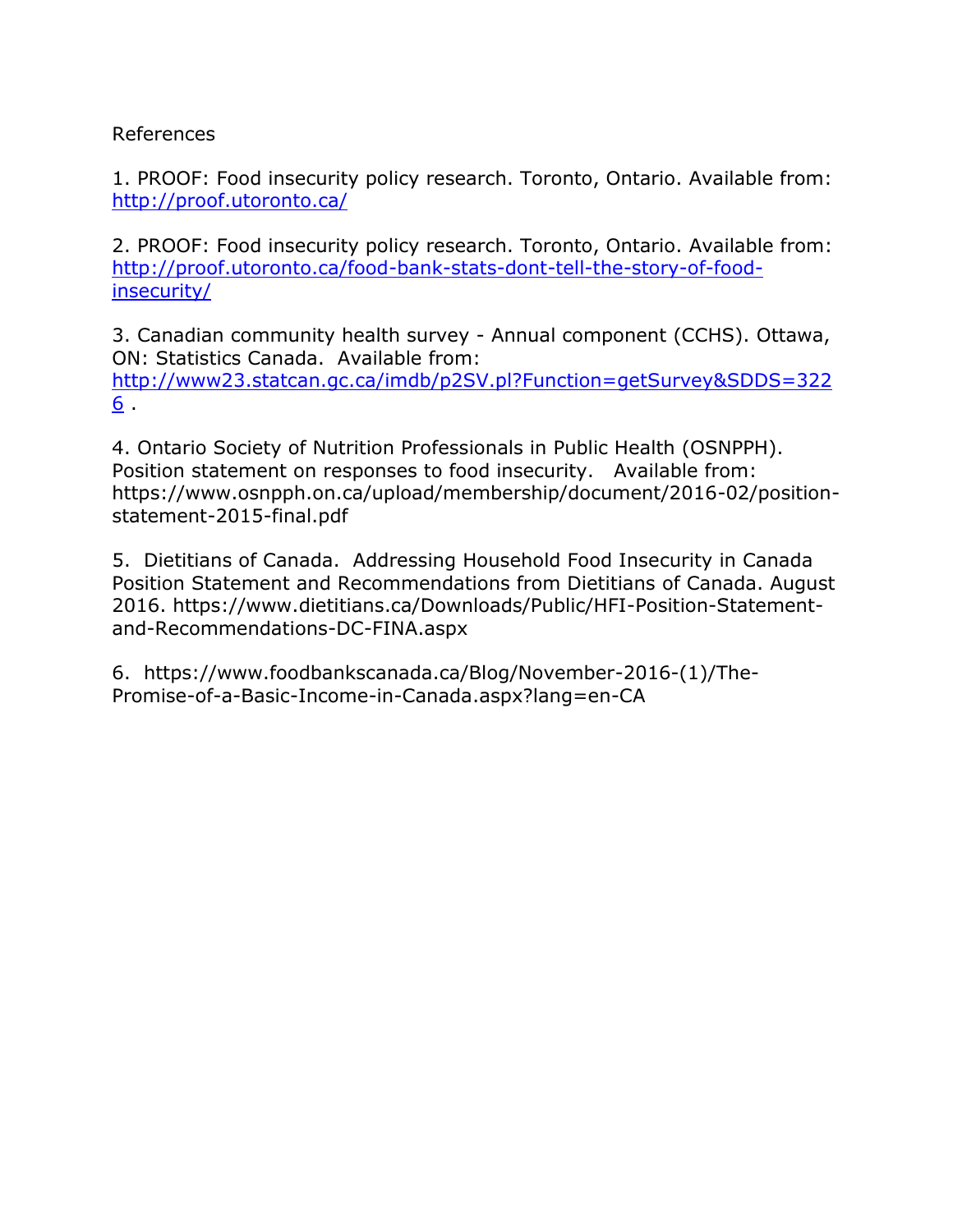References

1. PROOF: Food insecurity policy research. Toronto, Ontario. Available from: [http://proof.utoronto.ca/](http://proof.utoronto.ca/)

2. PROOF: Food insecurity policy research. Toronto, Ontario. Available from: [http://proof.utoronto.ca/food-bank-stats-dont-tell-the-story-of-food-insecurity/](http://proof.utoronto.ca/food-bank-stats-dont-tell-the-story-of-food-insecurity/)

3. Canadian community health survey - Annual component (CCHS). Ottawa, ON: Statistics Canada. Available from: [http://www23.statcan.gc.ca/imdb/p2SV.pl?Function=getSurvey&SDDS=3226](http://www23.statcan.gc.ca/imdb/p2SV.pl?Function=getSurvey&SDDS=3226) .

4. Ontario Society of Nutrition Professionals in Public Health (OSNPPH). Position statement on responses to food insecurity. Available from: https://www.osnpph.on.ca/upload/membership/document/2016-02/position-statement-2015-final.pdf

5. Dietitians of Canada. Addressing Household Food Insecurity in Canada Position Statement and Recommendations from Dietitians of Canada. August 2016. https://www.dietitians.ca/Downloads/Public/HFI-Position-Statement-and-Recommendations-DC-FINA.aspx

6. https://www.foodbankscanada.ca/Blog/November-2016-(1)/The-Promise-of-a-Basic-Income-in-Canada.aspx?lang=en-CA